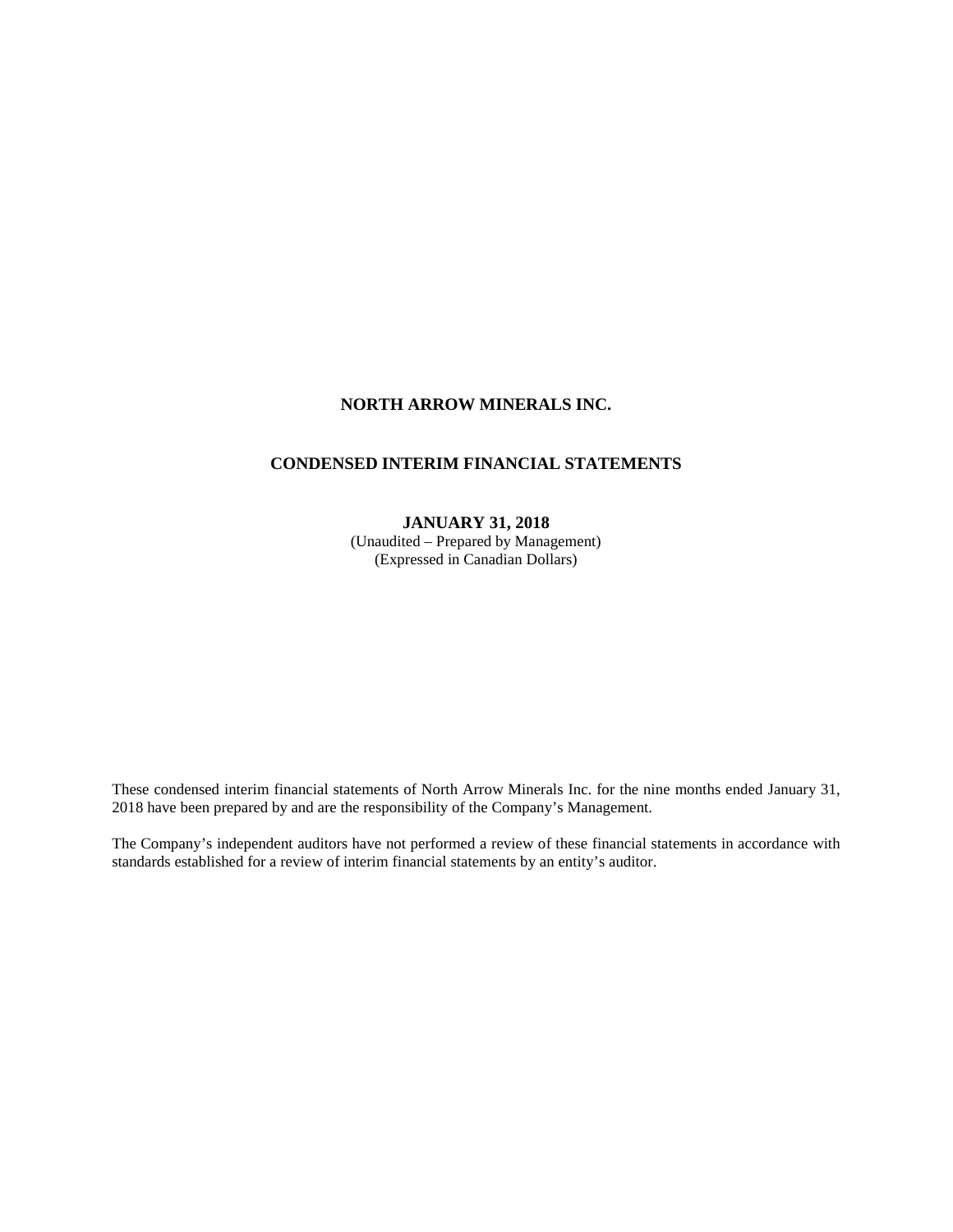# NORTH ARROW MINERALS INC.

## CONDENSED INTERIM FINANCIAL STATEMENTS

### JANUARY 31, 2018

(Unaudited – Prepared by Management)
(Expressed in Canadian Dollars)

These condensed interim financial statements of North Arrow Minerals Inc. for the nine months ended January 31, 2018 have been prepared by and are the responsibility of the Company's Management.

The Company's independent auditors have not performed a review of these financial statements in accordance with standards established for a review of interim financial statements by an entity's auditor.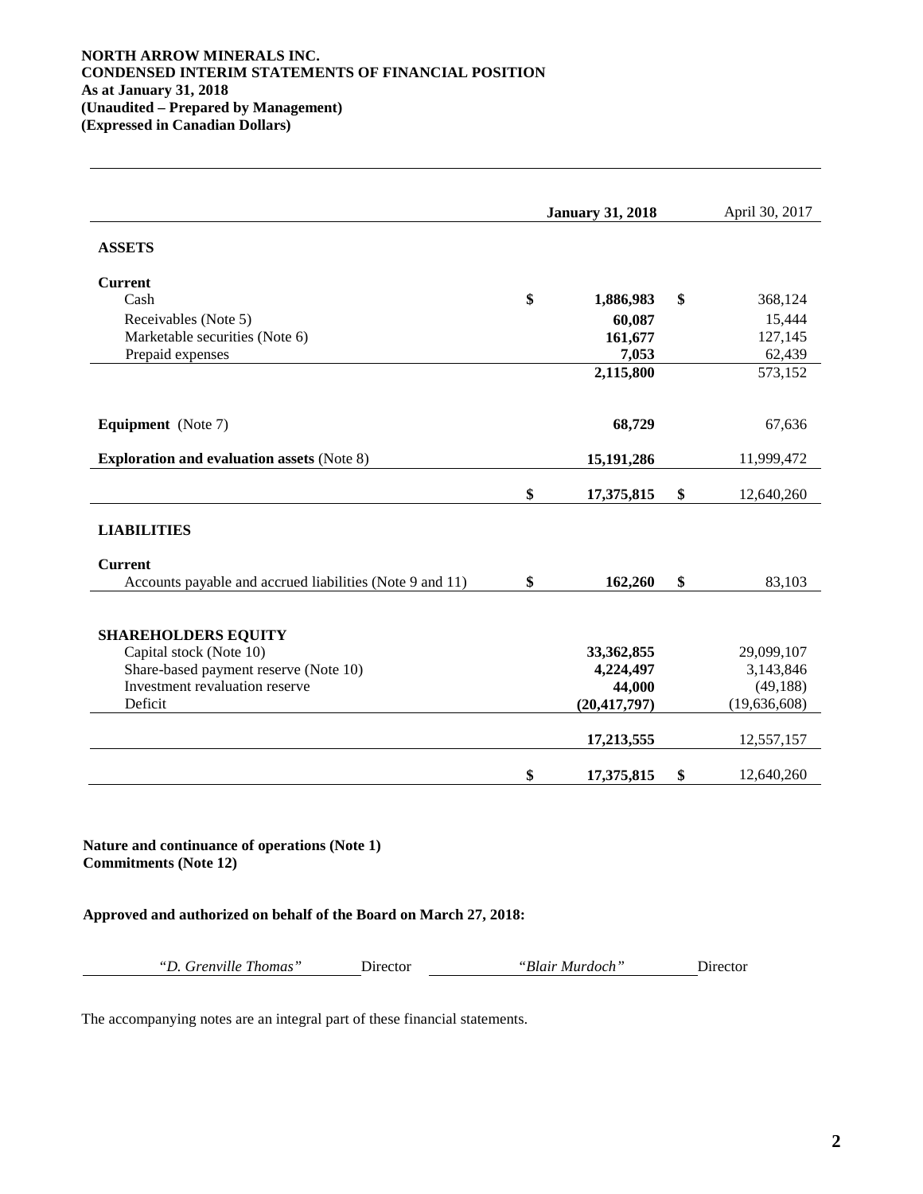**NORTH ARROW MINERALS INC.**
**CONDENSED INTERIM STATEMENTS OF FINANCIAL POSITION**
**As at January 31, 2018**
**(Unaudited – Prepared by Management)**
**(Expressed in Canadian Dollars)**

| | | **January 31, 2018** | | April 30, 2017 |
|---|---|---|---|---|
| **ASSETS** | | | | |
| **Current** | | | | |
| Cash | **$** | **1,886,983** | **$** | 368,124 |
| Receivables (Note 5) | | **60,087** | | 15,444 |
| Marketable securities (Note 6) | | **161,677** | | 127,145 |
| Prepaid expenses | | **7,053** | | 62,439 |
| | | **2,115,800** | | 573,152 |
| **Equipment** (Note 7) | | **68,729** | | 67,636 |
| **Exploration and evaluation assets** (Note 8) | | **15,191,286** | | 11,999,472 |
| | **$** | **17,375,815** | **$** | 12,640,260 |
| **LIABILITIES** | | | | |
| **Current** | | | | |
| Accounts payable and accrued liabilities (Note 9 and 11) | **$** | **162,260** | **$** | 83,103 |
| **SHAREHOLDERS EQUITY** | | | | |
| Capital stock (Note 10) | | **33,362,855** | | 29,099,107 |
| Share-based payment reserve (Note 10) | | **4,224,497** | | 3,143,846 |
| Investment revaluation reserve | | **44,000** | | (49,188) |
| Deficit | | **(20,417,797)** | | (19,636,608) |
| | | **17,213,555** | | 12,557,157 |
| | **$** | **17,375,815** | **$** | 12,640,260 |

**Nature and continuance of operations (Note 1)**
**Commitments (Note 12)**

**Approved and authorized on behalf of the Board on March 27, 2018:**

*"D. Grenville Thomas"* Director *"Blair Murdoch"* Director

The accompanying notes are an integral part of these financial statements.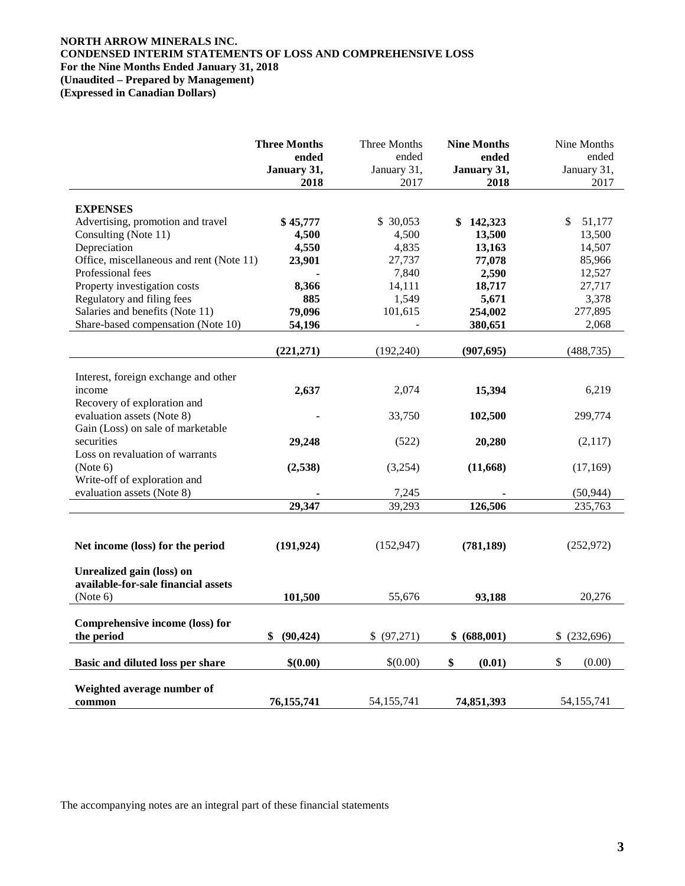**NORTH ARROW MINERALS INC.**
**CONDENSED INTERIM STATEMENTS OF LOSS AND COMPREHENSIVE LOSS**
**For the Nine Months Ended January 31, 2018**
**(Unaudited – Prepared by Management)**
**(Expressed in Canadian Dollars)**

| | **Three Months ended January 31, 2018** | Three Months ended January 31, 2017 | **Nine Months ended January 31, 2018** | Nine Months ended January 31, 2017 |
|---|---|---|---|---|
| **EXPENSES** | | | | |
| Advertising, promotion and travel | **$ 45,777** | $ 30,053 | **$ 142,323** | $ 51,177 |
| Consulting (Note 11) | **4,500** | 4,500 | **13,500** | 13,500 |
| Depreciation | **4,550** | 4,835 | **13,163** | 14,507 |
| Office, miscellaneous and rent (Note 11) | **23,901** | 27,737 | **77,078** | 85,966 |
| Professional fees | **-** | 7,840 | **2,590** | 12,527 |
| Property investigation costs | **8,366** | 14,111 | **18,717** | 27,717 |
| Regulatory and filing fees | **885** | 1,549 | **5,671** | 3,378 |
| Salaries and benefits (Note 11) | **79,096** | 101,615 | **254,002** | 277,895 |
| Share-based compensation (Note 10) | **54,196** | - | **380,651** | 2,068 |
| | **(221,271)** | (192,240) | **(907,695)** | (488,735) |
| Interest, foreign exchange and other income | **2,637** | 2,074 | **15,394** | 6,219 |
| Recovery of exploration and evaluation assets (Note 8) | **-** | 33,750 | **102,500** | 299,774 |
| Gain (Loss) on sale of marketable securities | **29,248** | (522) | **20,280** | (2,117) |
| Loss on revaluation of warrants (Note 6) | **(2,538)** | (3,254) | **(11,668)** | (17,169) |
| Write-off of exploration and evaluation assets (Note 8) | **-** | 7,245 | **-** | (50,944) |
| | **29,347** | 39,293 | **126,506** | 235,763 |
| **Net income (loss) for the period** | **(191,924)** | (152,947) | **(781,189)** | (252,972) |
| **Unrealized gain (loss) on available-for-sale financial assets** (Note 6) | **101,500** | 55,676 | **93,188** | 20,276 |
| **Comprehensive income (loss) for the period** | **$ (90,424)** | $ (97,271) | **$ (688,001)** | $ (232,696) |
| **Basic and diluted loss per share** | **$(0.00)** | $(0.00) | **$ (0.01)** | $ (0.00) |
| **Weighted average number of common** | **76,155,741** | 54,155,741 | **74,851,393** | 54,155,741 |

The accompanying notes are an integral part of these financial statements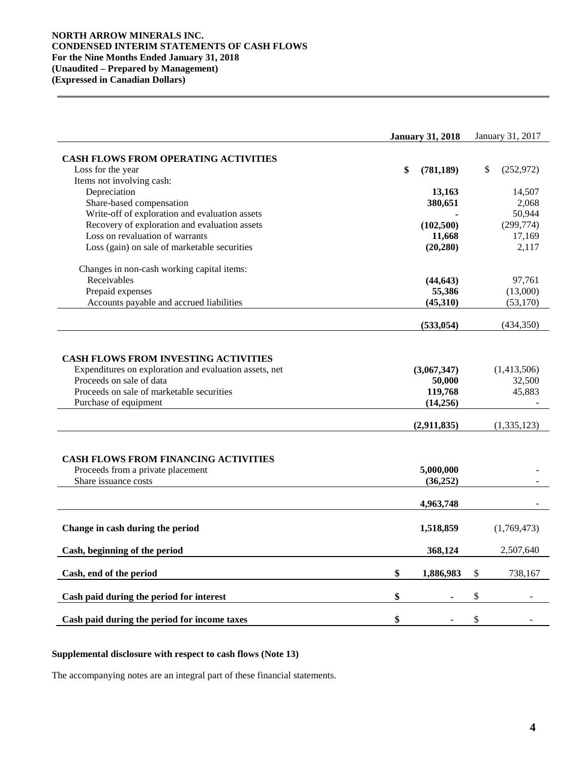**NORTH ARROW MINERALS INC.**
**CONDENSED INTERIM STATEMENTS OF CASH FLOWS**
**For the Nine Months Ended January 31, 2018**
**(Unaudited – Prepared by Management)**
**(Expressed in Canadian Dollars)**

| | **January 31, 2018** | January 31, 2017 |
|---|---|---|
| **CASH FLOWS FROM OPERATING ACTIVITIES** | | |
| Loss for the year | **$ (781,189)** | $ (252,972) |
| Items not involving cash: | | |
| Depreciation | **13,163** | 14,507 |
| Share-based compensation | **380,651** | 2,068 |
| Write-off of exploration and evaluation assets | **-** | 50,944 |
| Recovery of exploration and evaluation assets | **(102,500)** | (299,774) |
| Loss on revaluation of warrants | **11,668** | 17,169 |
| Loss (gain) on sale of marketable securities | **(20,280)** | 2,117 |
| Changes in non-cash working capital items: | | |
| Receivables | **(44,643)** | 97,761 |
| Prepaid expenses | **55,386** | (13,000) |
| Accounts payable and accrued liabilities | **(45,310)** | (53,170) |
| | **(533,054)** | (434,350) |
| **CASH FLOWS FROM INVESTING ACTIVITIES** | | |
| Expenditures on exploration and evaluation assets, net | **(3,067,347)** | (1,413,506) |
| Proceeds on sale of data | **50,000** | 32,500 |
| Proceeds on sale of marketable securities | **119,768** | 45,883 |
| Purchase of equipment | **(14,256)** | - |
| | **(2,911,835)** | (1,335,123) |
| **CASH FLOWS FROM FINANCING ACTIVITIES** | | |
| Proceeds from a private placement | **5,000,000** | - |
| Share issuance costs | **(36,252)** | - |
| | **4,963,748** | - |
| **Change in cash during the period** | **1,518,859** | (1,769,473) |
| **Cash, beginning of the period** | **368,124** | 2,507,640 |
| **Cash, end of the period** | **$ 1,886,983** | $ 738,167 |
| **Cash paid during the period for interest** | **$ -** | $ - |
| **Cash paid during the period for income taxes** | **$ -** | $ - |

**Supplemental disclosure with respect to cash flows (Note 13)**

The accompanying notes are an integral part of these financial statements.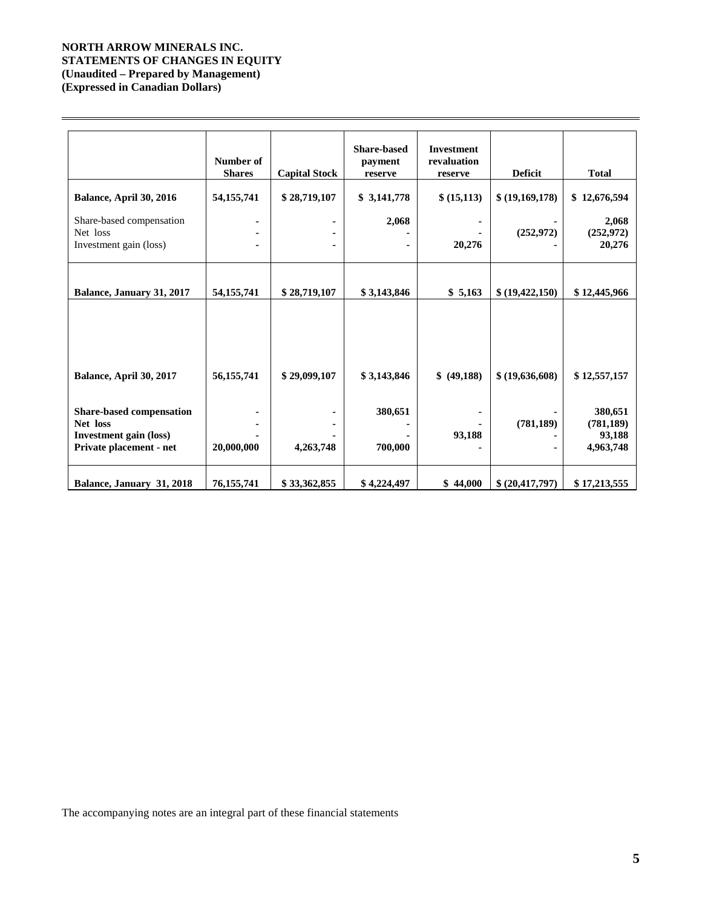**NORTH ARROW MINERALS INC.**
**STATEMENTS OF CHANGES IN EQUITY**
**(Unaudited – Prepared by Management)**
**(Expressed in Canadian Dollars)**

| | Number of Shares | Capital Stock | Share-based payment reserve | Investment revaluation reserve | Deficit | Total |
|---|---|---|---|---|---|---|
| **Balance, April 30, 2016** | **54,155,741** | **$ 28,719,107** | **$ 3,141,778** | **$ (15,113)** | **$ (19,169,178)** | **$ 12,676,594** |
| Share-based compensation | - | - | **2,068** | - | - | **2,068** |
| Net loss | - | - | - | - | **(252,972)** | **(252,972)** |
| Investment gain (loss) | - | - | - | **20,276** | - | **20,276** |
| **Balance, January 31, 2017** | **54,155,741** | **$ 28,719,107** | **$ 3,143,846** | **$ 5,163** | **$ (19,422,150)** | **$ 12,445,966** |
| **Balance, April 30, 2017** | **56,155,741** | **$ 29,099,107** | **$ 3,143,846** | **$ (49,188)** | **$ (19,636,608)** | **$ 12,557,157** |
| **Share-based compensation** | - | - | **380,651** | - | - | **380,651** |
| **Net loss** | - | - | - | - | **(781,189)** | **(781,189)** |
| **Investment gain (loss)** | - | - | - | **93,188** | - | **93,188** |
| **Private placement - net** | **20,000,000** | **4,263,748** | **700,000** | - | - | **4,963,748** |
| **Balance, January 31, 2018** | **76,155,741** | **$ 33,362,855** | **$ 4,224,497** | **$ 44,000** | **$ (20,417,797)** | **$ 17,213,555** |

The accompanying notes are an integral part of these financial statements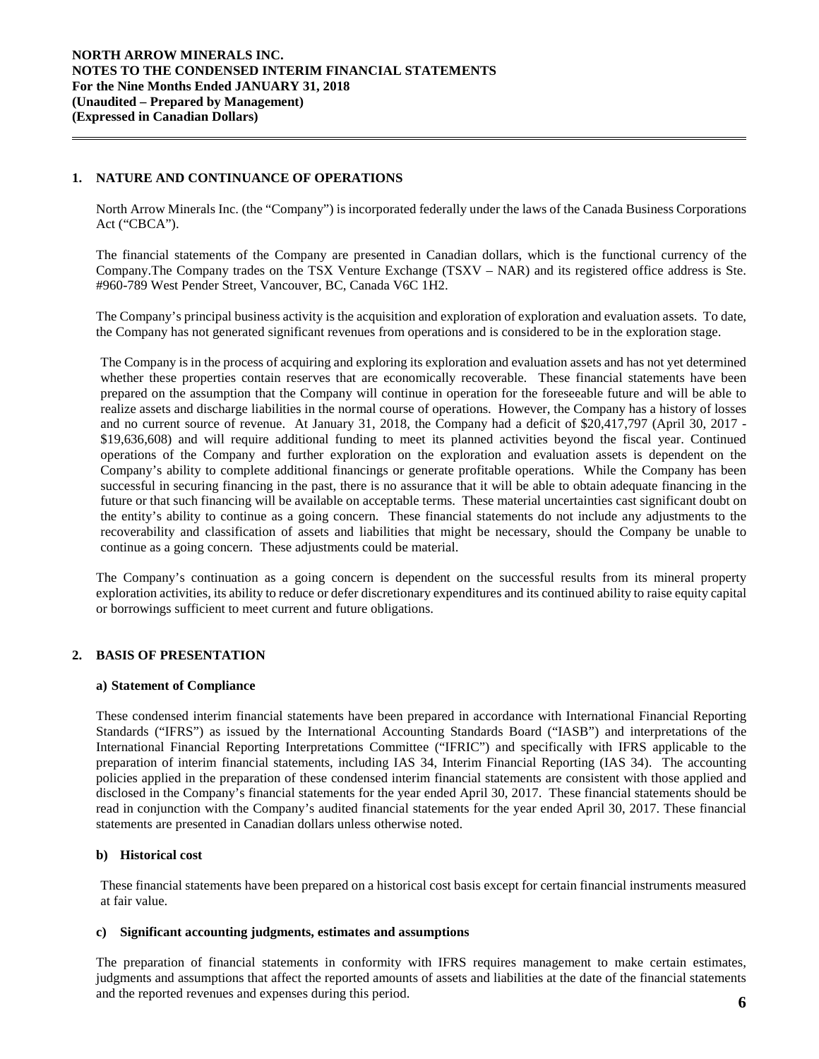## 1. NATURE AND CONTINUANCE OF OPERATIONS

North Arrow Minerals Inc. (the "Company") is incorporated federally under the laws of the Canada Business Corporations Act ("CBCA").

The financial statements of the Company are presented in Canadian dollars, which is the functional currency of the Company.The Company trades on the TSX Venture Exchange (TSXV – NAR) and its registered office address is Ste. #960-789 West Pender Street, Vancouver, BC, Canada V6C 1H2.

The Company's principal business activity is the acquisition and exploration of exploration and evaluation assets. To date, the Company has not generated significant revenues from operations and is considered to be in the exploration stage.

The Company is in the process of acquiring and exploring its exploration and evaluation assets and has not yet determined whether these properties contain reserves that are economically recoverable. These financial statements have been prepared on the assumption that the Company will continue in operation for the foreseeable future and will be able to realize assets and discharge liabilities in the normal course of operations. However, the Company has a history of losses and no current source of revenue. At January 31, 2018, the Company had a deficit of $20,417,797 (April 30, 2017 - $19,636,608) and will require additional funding to meet its planned activities beyond the fiscal year. Continued operations of the Company and further exploration on the exploration and evaluation assets is dependent on the Company's ability to complete additional financings or generate profitable operations. While the Company has been successful in securing financing in the past, there is no assurance that it will be able to obtain adequate financing in the future or that such financing will be available on acceptable terms. These material uncertainties cast significant doubt on the entity's ability to continue as a going concern. These financial statements do not include any adjustments to the recoverability and classification of assets and liabilities that might be necessary, should the Company be unable to continue as a going concern. These adjustments could be material.

The Company's continuation as a going concern is dependent on the successful results from its mineral property exploration activities, its ability to reduce or defer discretionary expenditures and its continued ability to raise equity capital or borrowings sufficient to meet current and future obligations.

## 2. BASIS OF PRESENTATION

### a) Statement of Compliance

These condensed interim financial statements have been prepared in accordance with International Financial Reporting Standards ("IFRS") as issued by the International Accounting Standards Board ("IASB") and interpretations of the International Financial Reporting Interpretations Committee ("IFRIC") and specifically with IFRS applicable to the preparation of interim financial statements, including IAS 34, Interim Financial Reporting (IAS 34). The accounting policies applied in the preparation of these condensed interim financial statements are consistent with those applied and disclosed in the Company's financial statements for the year ended April 30, 2017. These financial statements should be read in conjunction with the Company's audited financial statements for the year ended April 30, 2017. These financial statements are presented in Canadian dollars unless otherwise noted.

### b) Historical cost

These financial statements have been prepared on a historical cost basis except for certain financial instruments measured at fair value.

### c) Significant accounting judgments, estimates and assumptions

The preparation of financial statements in conformity with IFRS requires management to make certain estimates, judgments and assumptions that affect the reported amounts of assets and liabilities at the date of the financial statements and the reported revenues and expenses during this period.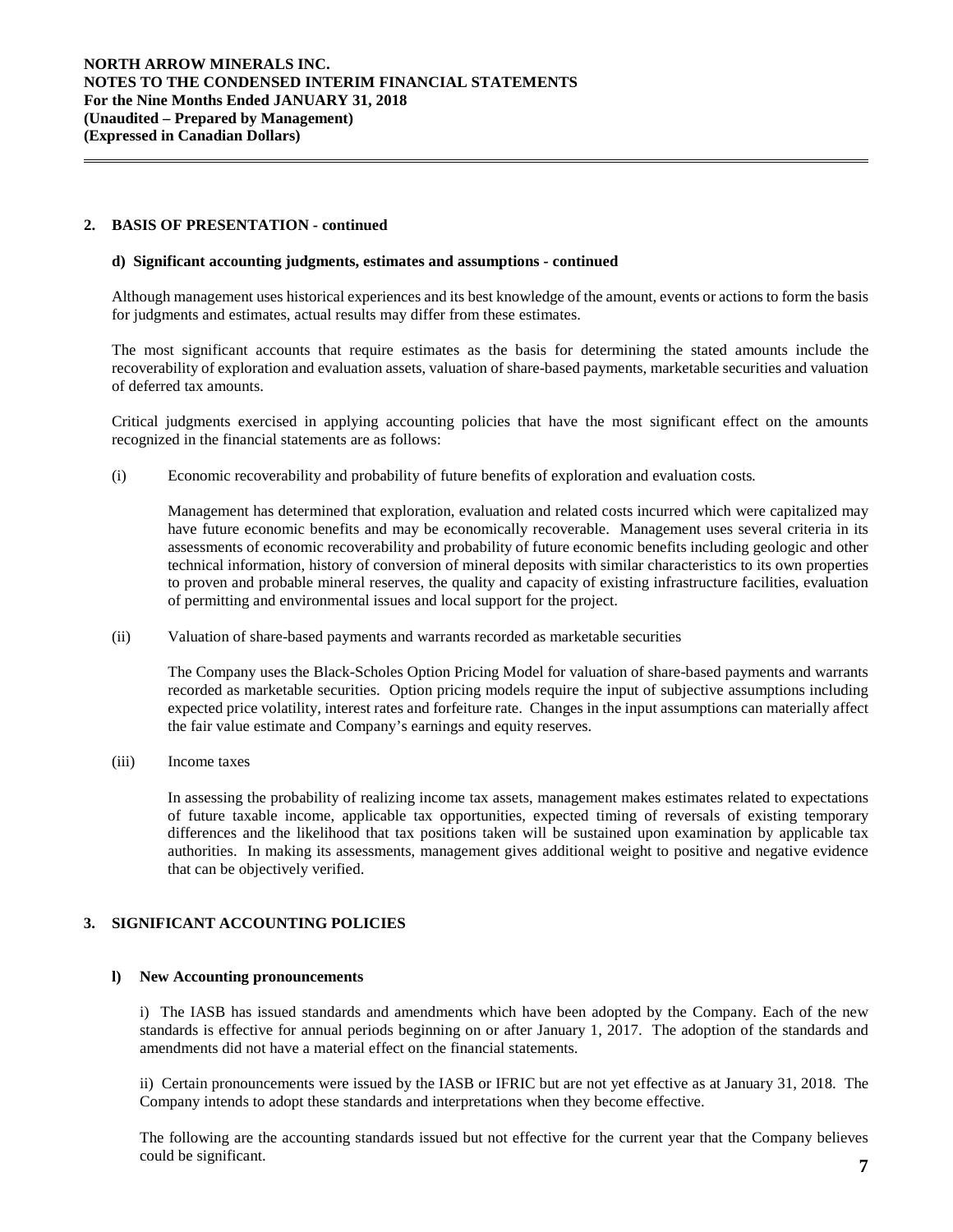## 2. BASIS OF PRESENTATION - continued

### d) Significant accounting judgments, estimates and assumptions - continued

Although management uses historical experiences and its best knowledge of the amount, events or actions to form the basis for judgments and estimates, actual results may differ from these estimates.

The most significant accounts that require estimates as the basis for determining the stated amounts include the recoverability of exploration and evaluation assets, valuation of share-based payments, marketable securities and valuation of deferred tax amounts.

Critical judgments exercised in applying accounting policies that have the most significant effect on the amounts recognized in the financial statements are as follows:

(i) Economic recoverability and probability of future benefits of exploration and evaluation costs.

Management has determined that exploration, evaluation and related costs incurred which were capitalized may have future economic benefits and may be economically recoverable. Management uses several criteria in its assessments of economic recoverability and probability of future economic benefits including geologic and other technical information, history of conversion of mineral deposits with similar characteristics to its own properties to proven and probable mineral reserves, the quality and capacity of existing infrastructure facilities, evaluation of permitting and environmental issues and local support for the project.

(ii) Valuation of share-based payments and warrants recorded as marketable securities

The Company uses the Black-Scholes Option Pricing Model for valuation of share-based payments and warrants recorded as marketable securities. Option pricing models require the input of subjective assumptions including expected price volatility, interest rates and forfeiture rate. Changes in the input assumptions can materially affect the fair value estimate and Company's earnings and equity reserves.

(iii) Income taxes

In assessing the probability of realizing income tax assets, management makes estimates related to expectations of future taxable income, applicable tax opportunities, expected timing of reversals of existing temporary differences and the likelihood that tax positions taken will be sustained upon examination by applicable tax authorities. In making its assessments, management gives additional weight to positive and negative evidence that can be objectively verified.

## 3. SIGNIFICANT ACCOUNTING POLICIES

### l) New Accounting pronouncements

i) The IASB has issued standards and amendments which have been adopted by the Company. Each of the new standards is effective for annual periods beginning on or after January 1, 2017. The adoption of the standards and amendments did not have a material effect on the financial statements.

ii) Certain pronouncements were issued by the IASB or IFRIC but are not yet effective as at January 31, 2018. The Company intends to adopt these standards and interpretations when they become effective.

The following are the accounting standards issued but not effective for the current year that the Company believes could be significant.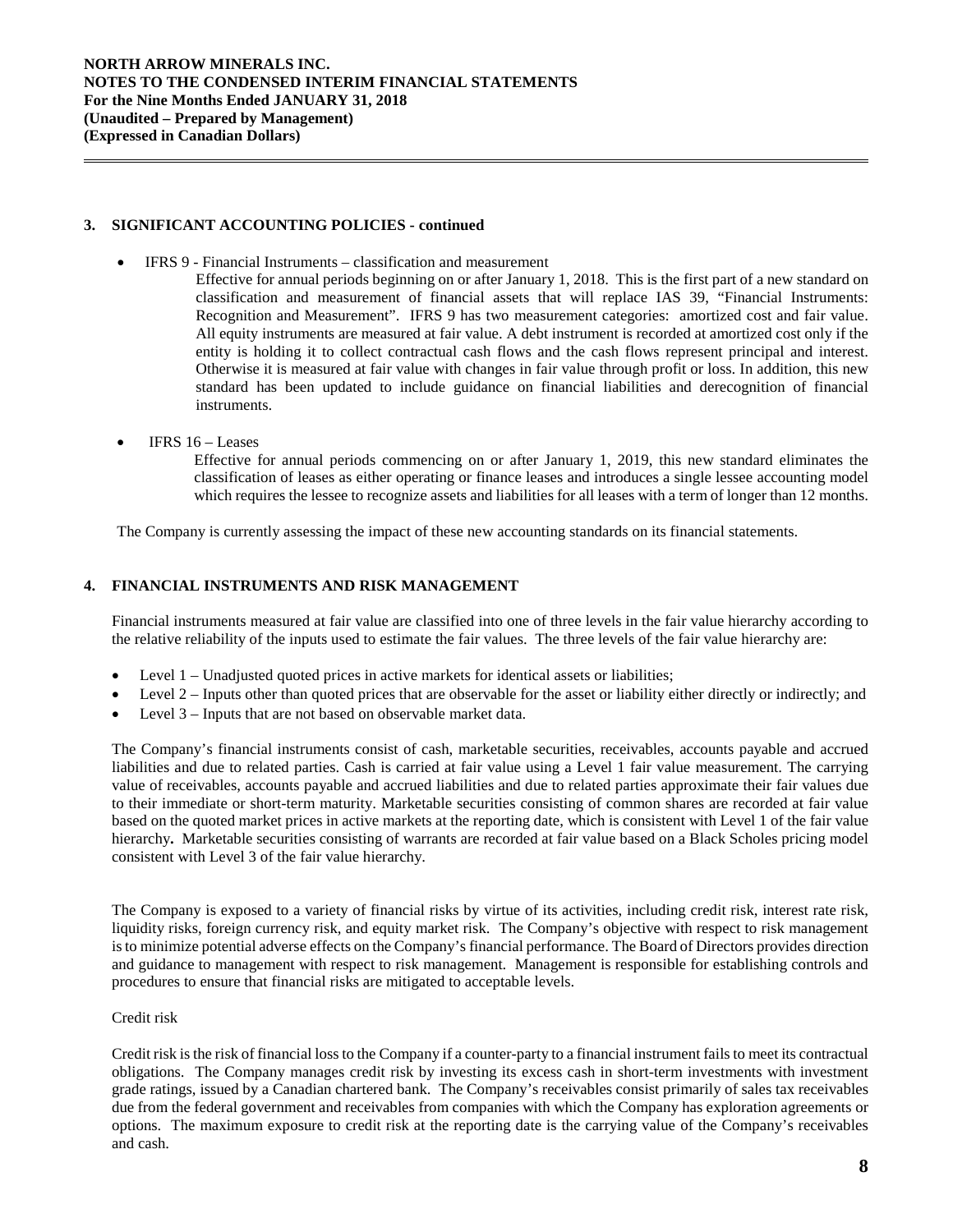## 3. SIGNIFICANT ACCOUNTING POLICIES - continued

- IFRS 9 - Financial Instruments – classification and measurement

  Effective for annual periods beginning on or after January 1, 2018. This is the first part of a new standard on classification and measurement of financial assets that will replace IAS 39, "Financial Instruments: Recognition and Measurement". IFRS 9 has two measurement categories: amortized cost and fair value. All equity instruments are measured at fair value. A debt instrument is recorded at amortized cost only if the entity is holding it to collect contractual cash flows and the cash flows represent principal and interest. Otherwise it is measured at fair value with changes in fair value through profit or loss. In addition, this new standard has been updated to include guidance on financial liabilities and derecognition of financial instruments.

- IFRS 16 – Leases

  Effective for annual periods commencing on or after January 1, 2019, this new standard eliminates the classification of leases as either operating or finance leases and introduces a single lessee accounting model which requires the lessee to recognize assets and liabilities for all leases with a term of longer than 12 months.

The Company is currently assessing the impact of these new accounting standards on its financial statements.

## 4. FINANCIAL INSTRUMENTS AND RISK MANAGEMENT

Financial instruments measured at fair value are classified into one of three levels in the fair value hierarchy according to the relative reliability of the inputs used to estimate the fair values. The three levels of the fair value hierarchy are:

- Level 1 – Unadjusted quoted prices in active markets for identical assets or liabilities;
- Level 2 – Inputs other than quoted prices that are observable for the asset or liability either directly or indirectly; and
- Level 3 – Inputs that are not based on observable market data.

The Company's financial instruments consist of cash, marketable securities, receivables, accounts payable and accrued liabilities and due to related parties. Cash is carried at fair value using a Level 1 fair value measurement. The carrying value of receivables, accounts payable and accrued liabilities and due to related parties approximate their fair values due to their immediate or short-term maturity. Marketable securities consisting of common shares are recorded at fair value based on the quoted market prices in active markets at the reporting date, which is consistent with Level 1 of the fair value hierarchy**.** Marketable securities consisting of warrants are recorded at fair value based on a Black Scholes pricing model consistent with Level 3 of the fair value hierarchy.

The Company is exposed to a variety of financial risks by virtue of its activities, including credit risk, interest rate risk, liquidity risks, foreign currency risk, and equity market risk. The Company's objective with respect to risk management is to minimize potential adverse effects on the Company's financial performance. The Board of Directors provides direction and guidance to management with respect to risk management. Management is responsible for establishing controls and procedures to ensure that financial risks are mitigated to acceptable levels.

Credit risk

Credit risk is the risk of financial loss to the Company if a counter-party to a financial instrument fails to meet its contractual obligations. The Company manages credit risk by investing its excess cash in short-term investments with investment grade ratings, issued by a Canadian chartered bank. The Company's receivables consist primarily of sales tax receivables due from the federal government and receivables from companies with which the Company has exploration agreements or options. The maximum exposure to credit risk at the reporting date is the carrying value of the Company's receivables and cash.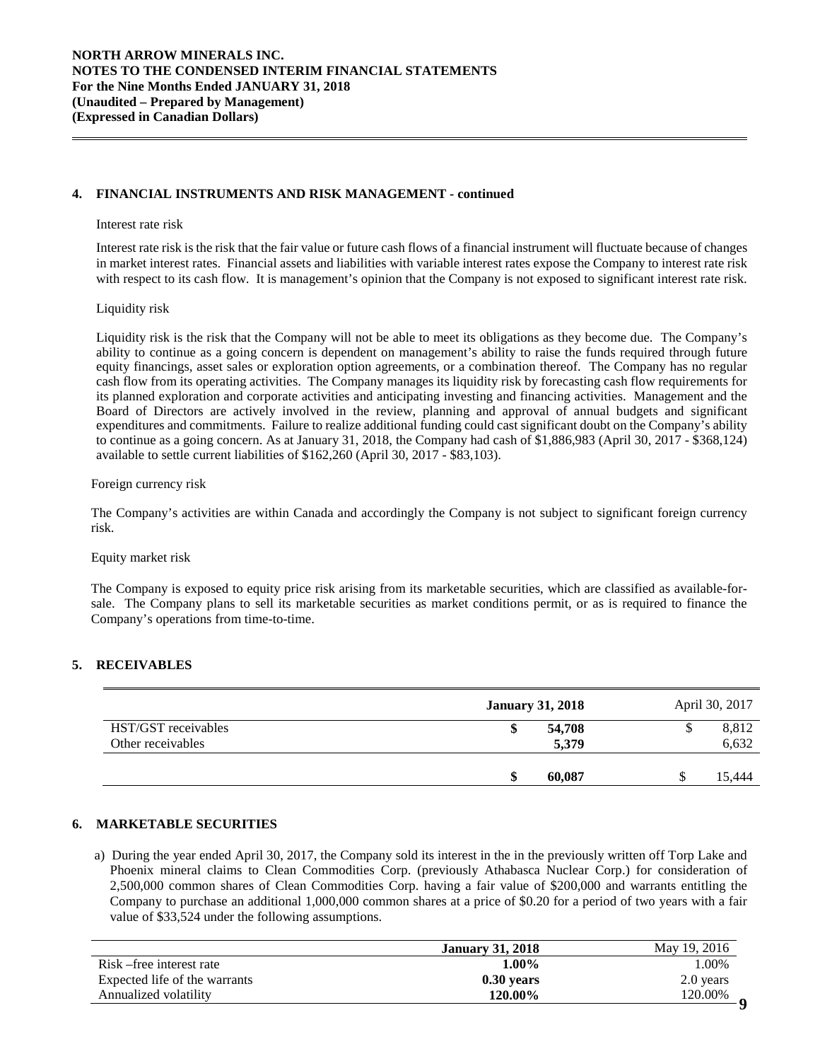## 4. FINANCIAL INSTRUMENTS AND RISK MANAGEMENT - continued

Interest rate risk

Interest rate risk is the risk that the fair value or future cash flows of a financial instrument will fluctuate because of changes in market interest rates. Financial assets and liabilities with variable interest rates expose the Company to interest rate risk with respect to its cash flow. It is management's opinion that the Company is not exposed to significant interest rate risk.

Liquidity risk

Liquidity risk is the risk that the Company will not be able to meet its obligations as they become due. The Company's ability to continue as a going concern is dependent on management's ability to raise the funds required through future equity financings, asset sales or exploration option agreements, or a combination thereof. The Company has no regular cash flow from its operating activities. The Company manages its liquidity risk by forecasting cash flow requirements for its planned exploration and corporate activities and anticipating investing and financing activities. Management and the Board of Directors are actively involved in the review, planning and approval of annual budgets and significant expenditures and commitments. Failure to realize additional funding could cast significant doubt on the Company's ability to continue as a going concern. As at January 31, 2018, the Company had cash of $1,886,983 (April 30, 2017 - $368,124) available to settle current liabilities of $162,260 (April 30, 2017 - $83,103).

Foreign currency risk

The Company's activities are within Canada and accordingly the Company is not subject to significant foreign currency risk.

Equity market risk

The Company is exposed to equity price risk arising from its marketable securities, which are classified as available-for-sale. The Company plans to sell its marketable securities as market conditions permit, or as is required to finance the Company's operations from time-to-time.

## 5. RECEIVABLES

| | **January 31, 2018** | April 30, 2017 |
|---|---|---|
| HST/GST receivables | **$ 54,708** | $ 8,812 |
| Other receivables | **5,379** | 6,632 |
| | **$ 60,087** | $ 15,444 |

## 6. MARKETABLE SECURITIES

a) During the year ended April 30, 2017, the Company sold its interest in the in the previously written off Torp Lake and Phoenix mineral claims to Clean Commodities Corp. (previously Athabasca Nuclear Corp.) for consideration of 2,500,000 common shares of Clean Commodities Corp. having a fair value of $200,000 and warrants entitling the Company to purchase an additional 1,000,000 common shares at a price of $0.20 for a period of two years with a fair value of $33,524 under the following assumptions.

| | **January 31, 2018** | May 19, 2016 |
|---|---|---|
| Risk –free interest rate | **1.00%** | 1.00% |
| Expected life of the warrants | **0.30 years** | 2.0 years |
| Annualized volatility | **120.00%** | 120.00% |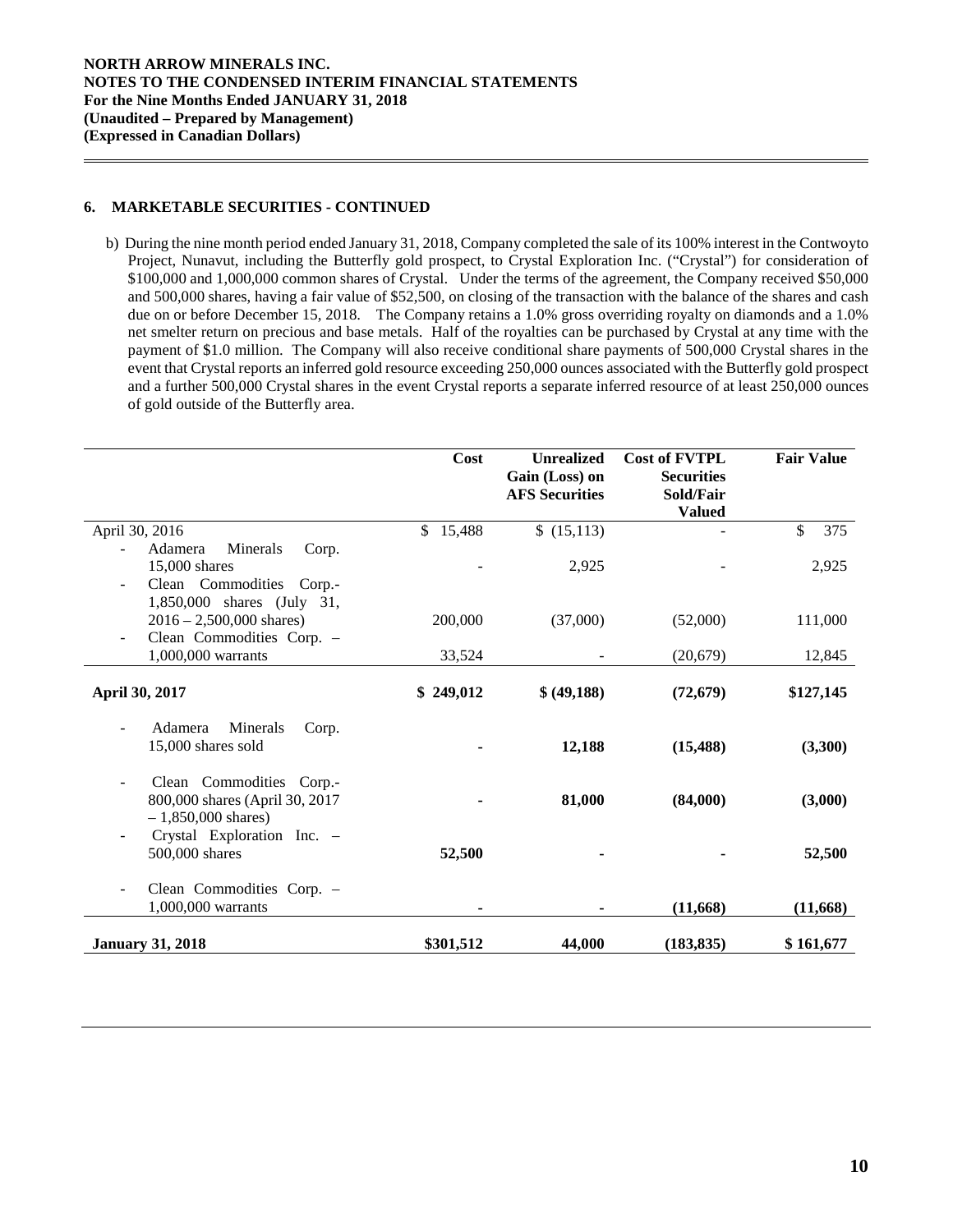## 6. MARKETABLE SECURITIES - CONTINUED

b) During the nine month period ended January 31, 2018, Company completed the sale of its 100% interest in the Contwoyto Project, Nunavut, including the Butterfly gold prospect, to Crystal Exploration Inc. ("Crystal") for consideration of $100,000 and 1,000,000 common shares of Crystal. Under the terms of the agreement, the Company received $50,000 and 500,000 shares, having a fair value of $52,500, on closing of the transaction with the balance of the shares and cash due on or before December 15, 2018. The Company retains a 1.0% gross overriding royalty on diamonds and a 1.0% net smelter return on precious and base metals. Half of the royalties can be purchased by Crystal at any time with the payment of $1.0 million. The Company will also receive conditional share payments of 500,000 Crystal shares in the event that Crystal reports an inferred gold resource exceeding 250,000 ounces associated with the Butterfly gold prospect and a further 500,000 Crystal shares in the event Crystal reports a separate inferred resource of at least 250,000 ounces of gold outside of the Butterfly area.

| | Cost | Unrealized Gain (Loss) on AFS Securities | Cost of FVTPL Securities Sold/Fair Valued | Fair Value |
|---|---|---|---|---|
| April 30, 2016 | $ 15,488 | $ (15,113) | - | $ 375 |
| - Adamera Minerals Corp. 15,000 shares | - | 2,925 | - | 2,925 |
| - Clean Commodities Corp.- 1,850,000 shares (July 31, 2016 – 2,500,000 shares) | 200,000 | (37,000) | (52,000) | 111,000 |
| - Clean Commodities Corp. – 1,000,000 warrants | 33,524 | - | (20,679) | 12,845 |
| **April 30, 2017** | **$ 249,012** | **$ (49,188)** | **(72,679)** | **$127,145** |
| - Adamera Minerals Corp. 15,000 shares sold | **-** | **12,188** | **(15,488)** | **(3,300)** |
| - Clean Commodities Corp.- 800,000 shares (April 30, 2017 – 1,850,000 shares) | **-** | **81,000** | **(84,000)** | **(3,000)** |
| - Crystal Exploration Inc. – 500,000 shares | **52,500** | **-** | **-** | **52,500** |
| - Clean Commodities Corp. – 1,000,000 warrants | **-** | **-** | **(11,668)** | **(11,668)** |
| **January 31, 2018** | **$301,512** | **44,000** | **(183,835)** | **$ 161,677** |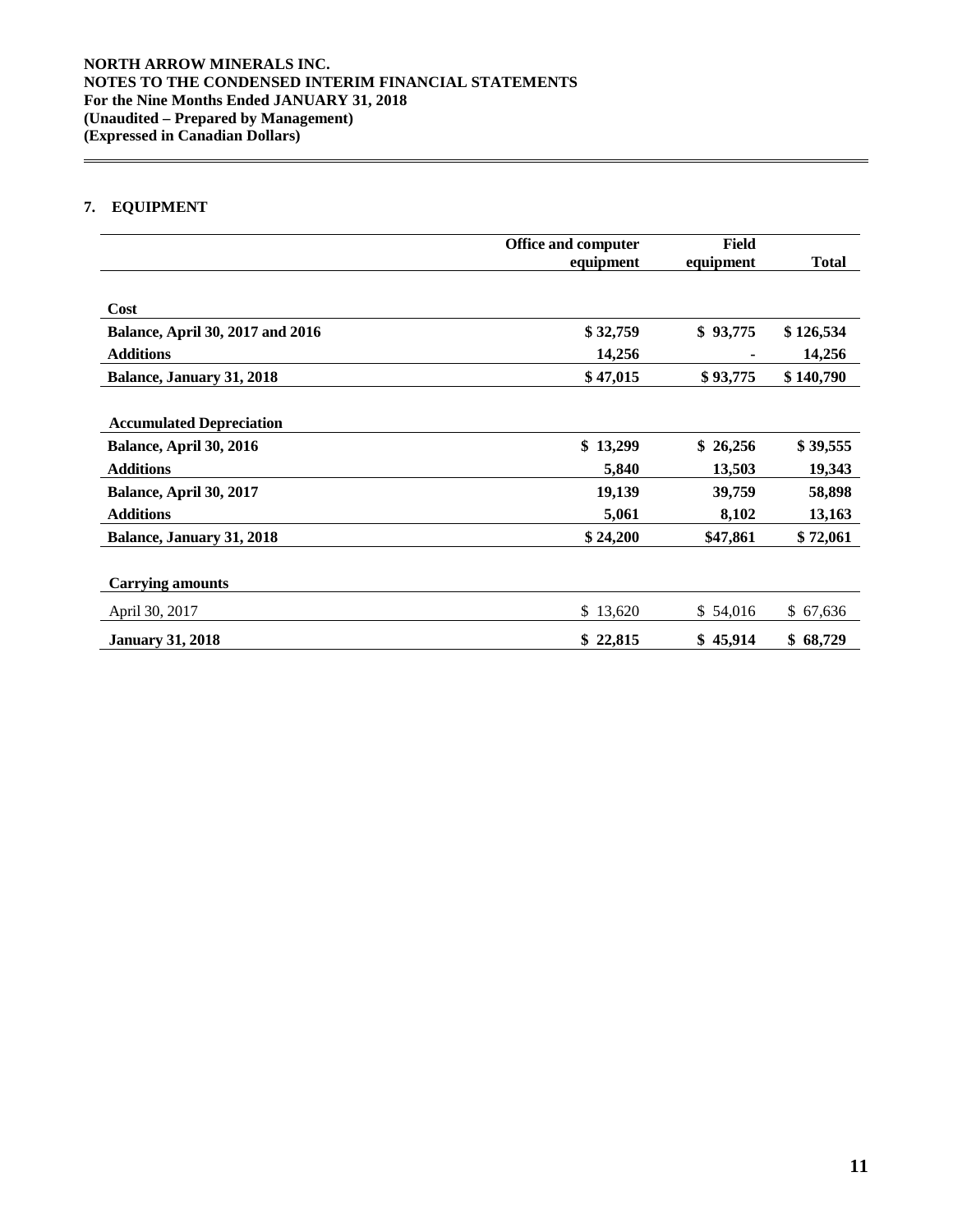## 7. EQUIPMENT

| | Office and computer equipment | Field equipment | Total |
|---|---|---|---|
| **Cost** | | | |
| **Balance, April 30, 2017 and 2016** | **$ 32,759** | **$ 93,775** | **$ 126,534** |
| **Additions** | **14,256** | **-** | **14,256** |
| **Balance, January 31, 2018** | **$ 47,015** | **$ 93,775** | **$ 140,790** |
| **Accumulated Depreciation** | | | |
| **Balance, April 30, 2016** | **$ 13,299** | **$ 26,256** | **$ 39,555** |
| **Additions** | **5,840** | **13,503** | **19,343** |
| **Balance, April 30, 2017** | **19,139** | **39,759** | **58,898** |
| **Additions** | **5,061** | **8,102** | **13,163** |
| **Balance, January 31, 2018** | **$ 24,200** | **$47,861** | **$ 72,061** |
| **Carrying amounts** | | | |
| April 30, 2017 | $ 13,620 | $ 54,016 | $ 67,636 |
| **January 31, 2018** | **$ 22,815** | **$ 45,914** | **$ 68,729** |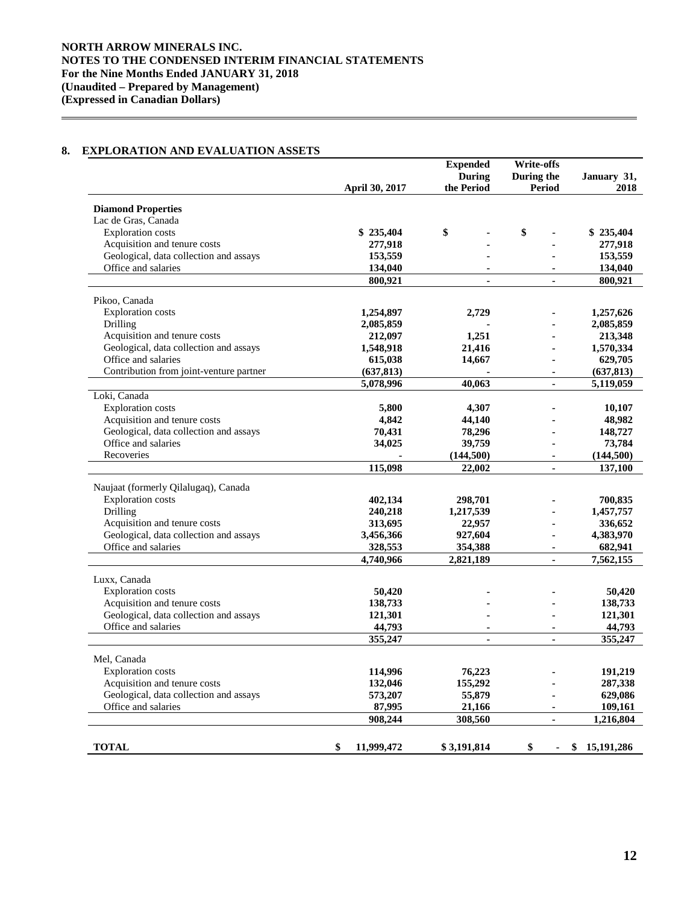## 8. EXPLORATION AND EVALUATION ASSETS

| | April 30, 2017 | Expended During the Period | Write-offs During the Period | January 31, 2018 |
|---|---|---|---|---|
| **Diamond Properties** | | | | |
| Lac de Gras, Canada | | | | |
| Exploration costs | $ 235,404 | $ - | $ - | $ 235,404 |
| Acquisition and tenure costs | 277,918 | - | - | 277,918 |
| Geological, data collection and assays | 153,559 | - | - | 153,559 |
| Office and salaries | 134,040 | - | - | 134,040 |
| | 800,921 | - | - | 800,921 |
| Pikoo, Canada | | | | |
| Exploration costs | 1,254,897 | 2,729 | - | 1,257,626 |
| Drilling | 2,085,859 | - | - | 2,085,859 |
| Acquisition and tenure costs | 212,097 | 1,251 | - | 213,348 |
| Geological, data collection and assays | 1,548,918 | 21,416 | - | 1,570,334 |
| Office and salaries | 615,038 | 14,667 | - | 629,705 |
| Contribution from joint-venture partner | (637,813) | - | - | (637,813) |
| | 5,078,996 | 40,063 | - | 5,119,059 |
| Loki, Canada | | | | |
| Exploration costs | 5,800 | 4,307 | - | 10,107 |
| Acquisition and tenure costs | 4,842 | 44,140 | - | 48,982 |
| Geological, data collection and assays | 70,431 | 78,296 | - | 148,727 |
| Office and salaries | 34,025 | 39,759 | - | 73,784 |
| Recoveries | - | (144,500) | - | (144,500) |
| | 115,098 | 22,002 | - | 137,100 |
| Naujaat (formerly Qilalugaq), Canada | | | | |
| Exploration costs | 402,134 | 298,701 | - | 700,835 |
| Drilling | 240,218 | 1,217,539 | - | 1,457,757 |
| Acquisition and tenure costs | 313,695 | 22,957 | - | 336,652 |
| Geological, data collection and assays | 3,456,366 | 927,604 | - | 4,383,970 |
| Office and salaries | 328,553 | 354,388 | - | 682,941 |
| | 4,740,966 | 2,821,189 | - | 7,562,155 |
| Luxx, Canada | | | | |
| Exploration costs | 50,420 | - | - | 50,420 |
| Acquisition and tenure costs | 138,733 | - | - | 138,733 |
| Geological, data collection and assays | 121,301 | - | - | 121,301 |
| Office and salaries | 44,793 | - | - | 44,793 |
| | 355,247 | - | - | 355,247 |
| Mel, Canada | | | | |
| Exploration costs | 114,996 | 76,223 | - | 191,219 |
| Acquisition and tenure costs | 132,046 | 155,292 | - | 287,338 |
| Geological, data collection and assays | 573,207 | 55,879 | - | 629,086 |
| Office and salaries | 87,995 | 21,166 | - | 109,161 |
| | 908,244 | 308,560 | - | 1,216,804 |
| **TOTAL** | $ 11,999,472 | $ 3,191,814 | $ - | $ 15,191,286 |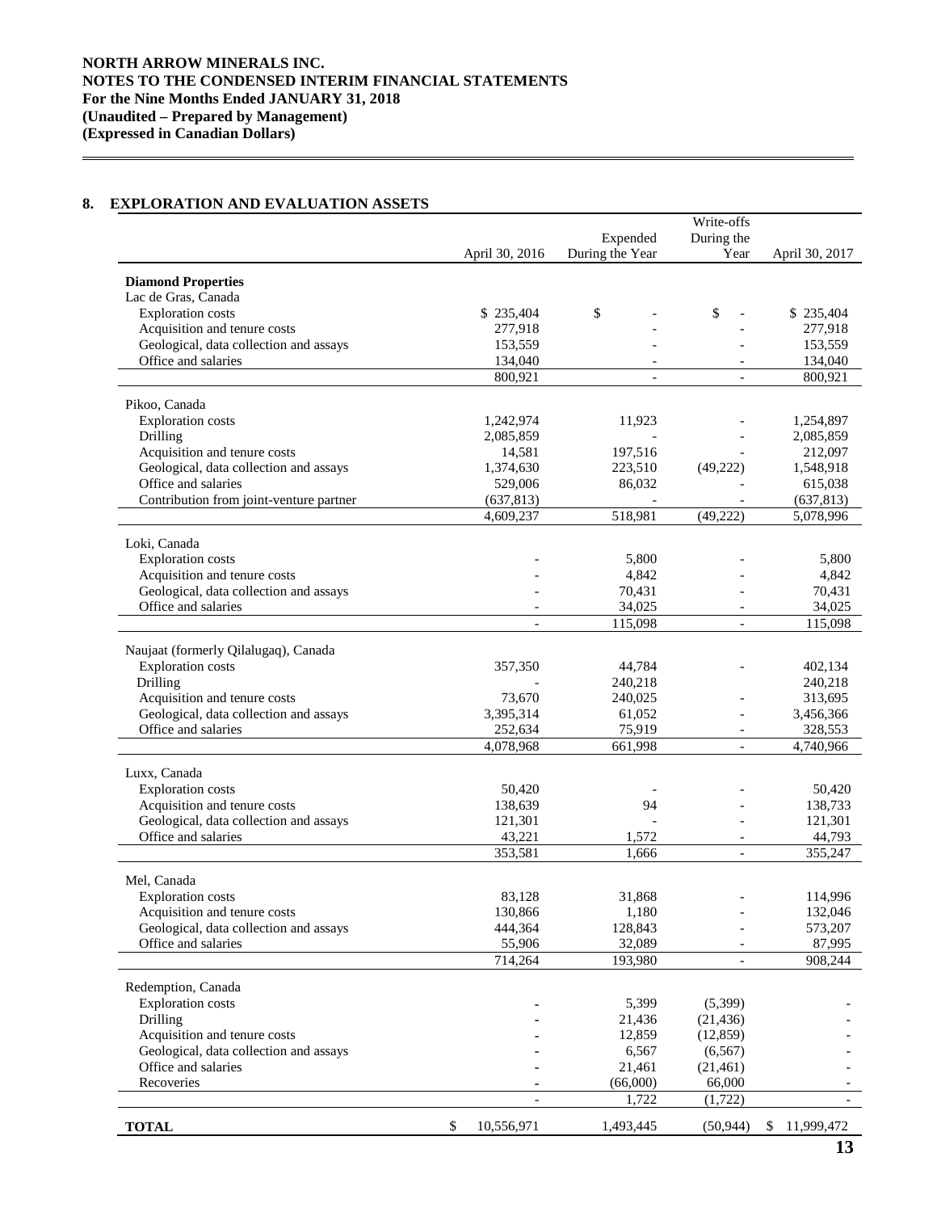## 8. EXPLORATION AND EVALUATION ASSETS

| | April 30, 2016 | Expended During the Year | Write-offs During the Year | April 30, 2017 |
|---|---|---|---|---|
| **Diamond Properties** | | | | |
| Lac de Gras, Canada | | | | |
| Exploration costs | $ 235,404 | $ - | $ - | $ 235,404 |
| Acquisition and tenure costs | 277,918 | - | - | 277,918 |
| Geological, data collection and assays | 153,559 | - | - | 153,559 |
| Office and salaries | 134,040 | - | - | 134,040 |
| | 800,921 | - | - | 800,921 |
| Pikoo, Canada | | | | |
| Exploration costs | 1,242,974 | 11,923 | - | 1,254,897 |
| Drilling | 2,085,859 | - | - | 2,085,859 |
| Acquisition and tenure costs | 14,581 | 197,516 | - | 212,097 |
| Geological, data collection and assays | 1,374,630 | 223,510 | (49,222) | 1,548,918 |
| Office and salaries | 529,006 | 86,032 | - | 615,038 |
| Contribution from joint-venture partner | (637,813) | - | - | (637,813) |
| | 4,609,237 | 518,981 | (49,222) | 5,078,996 |
| Loki, Canada | | | | |
| Exploration costs | - | 5,800 | - | 5,800 |
| Acquisition and tenure costs | - | 4,842 | - | 4,842 |
| Geological, data collection and assays | - | 70,431 | - | 70,431 |
| Office and salaries | - | 34,025 | - | 34,025 |
| | - | 115,098 | - | 115,098 |
| Naujaat (formerly Qilalugaq), Canada | | | | |
| Exploration costs | 357,350 | 44,784 | - | 402,134 |
| Drilling | - | 240,218 | | 240,218 |
| Acquisition and tenure costs | 73,670 | 240,025 | - | 313,695 |
| Geological, data collection and assays | 3,395,314 | 61,052 | - | 3,456,366 |
| Office and salaries | 252,634 | 75,919 | - | 328,553 |
| | 4,078,968 | 661,998 | - | 4,740,966 |
| Luxx, Canada | | | | |
| Exploration costs | 50,420 | - | - | 50,420 |
| Acquisition and tenure costs | 138,639 | 94 | - | 138,733 |
| Geological, data collection and assays | 121,301 | - | - | 121,301 |
| Office and salaries | 43,221 | 1,572 | - | 44,793 |
| | 353,581 | 1,666 | - | 355,247 |
| Mel, Canada | | | | |
| Exploration costs | 83,128 | 31,868 | - | 114,996 |
| Acquisition and tenure costs | 130,866 | 1,180 | - | 132,046 |
| Geological, data collection and assays | 444,364 | 128,843 | - | 573,207 |
| Office and salaries | 55,906 | 32,089 | - | 87,995 |
| | 714,264 | 193,980 | - | 908,244 |
| Redemption, Canada | | | | |
| Exploration costs | - | 5,399 | (5,399) | - |
| Drilling | - | 21,436 | (21,436) | - |
| Acquisition and tenure costs | - | 12,859 | (12,859) | - |
| Geological, data collection and assays | - | 6,567 | (6,567) | - |
| Office and salaries | - | 21,461 | (21,461) | - |
| Recoveries | - | (66,000) | 66,000 | - |
| | - | 1,722 | (1,722) | - |
| **TOTAL** | $ 10,556,971 | 1,493,445 | (50,944) | $ 11,999,472 |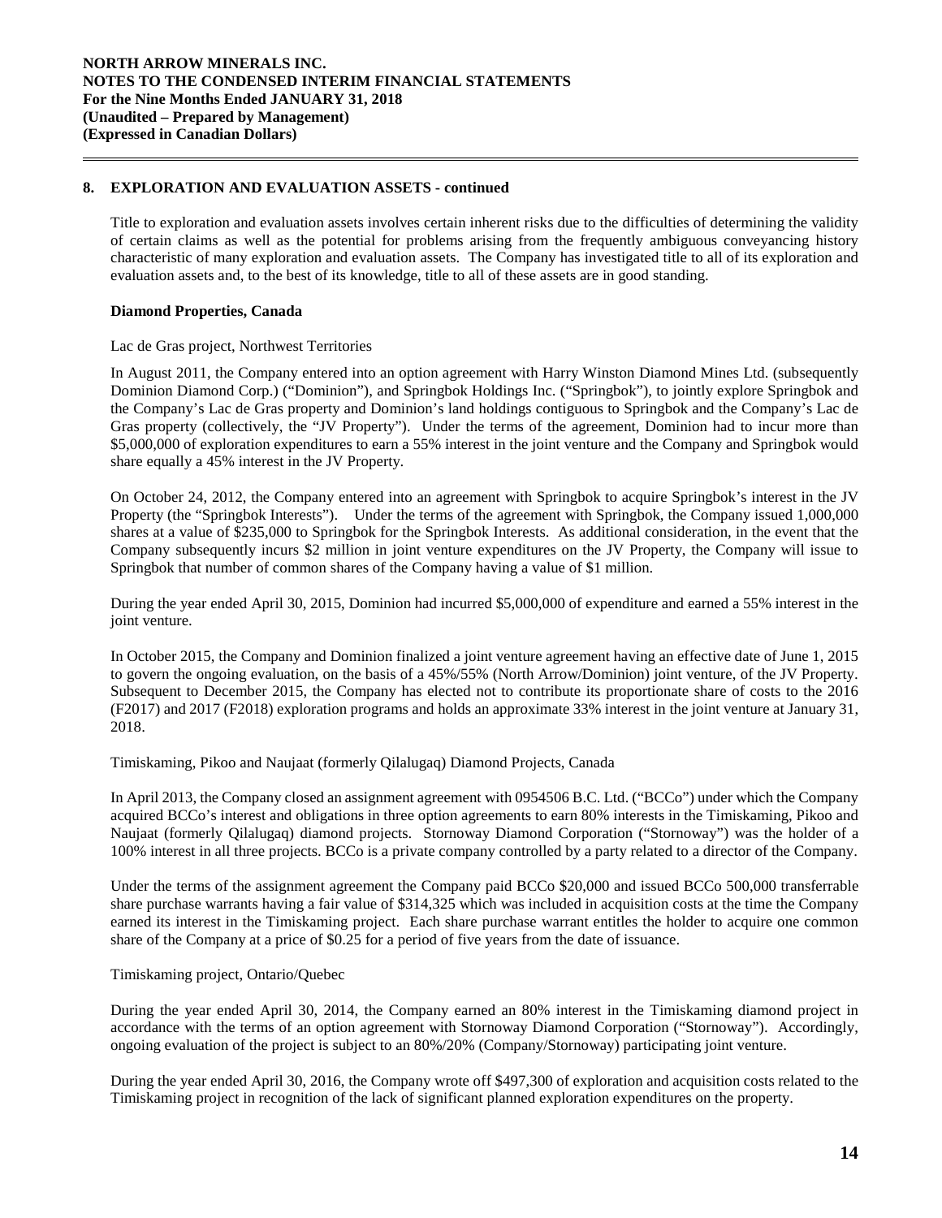## 8. EXPLORATION AND EVALUATION ASSETS - continued

Title to exploration and evaluation assets involves certain inherent risks due to the difficulties of determining the validity of certain claims as well as the potential for problems arising from the frequently ambiguous conveyancing history characteristic of many exploration and evaluation assets. The Company has investigated title to all of its exploration and evaluation assets and, to the best of its knowledge, title to all of these assets are in good standing.

### Diamond Properties, Canada

Lac de Gras project, Northwest Territories

In August 2011, the Company entered into an option agreement with Harry Winston Diamond Mines Ltd. (subsequently Dominion Diamond Corp.) ("Dominion"), and Springbok Holdings Inc. ("Springbok"), to jointly explore Springbok and the Company's Lac de Gras property and Dominion's land holdings contiguous to Springbok and the Company's Lac de Gras property (collectively, the "JV Property"). Under the terms of the agreement, Dominion had to incur more than \$5,000,000 of exploration expenditures to earn a 55% interest in the joint venture and the Company and Springbok would share equally a 45% interest in the JV Property.

On October 24, 2012, the Company entered into an agreement with Springbok to acquire Springbok's interest in the JV Property (the "Springbok Interests"). Under the terms of the agreement with Springbok, the Company issued 1,000,000 shares at a value of \$235,000 to Springbok for the Springbok Interests. As additional consideration, in the event that the Company subsequently incurs \$2 million in joint venture expenditures on the JV Property, the Company will issue to Springbok that number of common shares of the Company having a value of \$1 million.

During the year ended April 30, 2015, Dominion had incurred \$5,000,000 of expenditure and earned a 55% interest in the joint venture.

In October 2015, the Company and Dominion finalized a joint venture agreement having an effective date of June 1, 2015 to govern the ongoing evaluation, on the basis of a 45%/55% (North Arrow/Dominion) joint venture, of the JV Property. Subsequent to December 2015, the Company has elected not to contribute its proportionate share of costs to the 2016 (F2017) and 2017 (F2018) exploration programs and holds an approximate 33% interest in the joint venture at January 31, 2018.

Timiskaming, Pikoo and Naujaat (formerly Qilalugaq) Diamond Projects, Canada

In April 2013, the Company closed an assignment agreement with 0954506 B.C. Ltd. ("BCCo") under which the Company acquired BCCo's interest and obligations in three option agreements to earn 80% interests in the Timiskaming, Pikoo and Naujaat (formerly Qilalugaq) diamond projects. Stornoway Diamond Corporation ("Stornoway") was the holder of a 100% interest in all three projects. BCCo is a private company controlled by a party related to a director of the Company.

Under the terms of the assignment agreement the Company paid BCCo \$20,000 and issued BCCo 500,000 transferrable share purchase warrants having a fair value of \$314,325 which was included in acquisition costs at the time the Company earned its interest in the Timiskaming project. Each share purchase warrant entitles the holder to acquire one common share of the Company at a price of \$0.25 for a period of five years from the date of issuance.

Timiskaming project, Ontario/Quebec

During the year ended April 30, 2014, the Company earned an 80% interest in the Timiskaming diamond project in accordance with the terms of an option agreement with Stornoway Diamond Corporation ("Stornoway"). Accordingly, ongoing evaluation of the project is subject to an 80%/20% (Company/Stornoway) participating joint venture.

During the year ended April 30, 2016, the Company wrote off \$497,300 of exploration and acquisition costs related to the Timiskaming project in recognition of the lack of significant planned exploration expenditures on the property.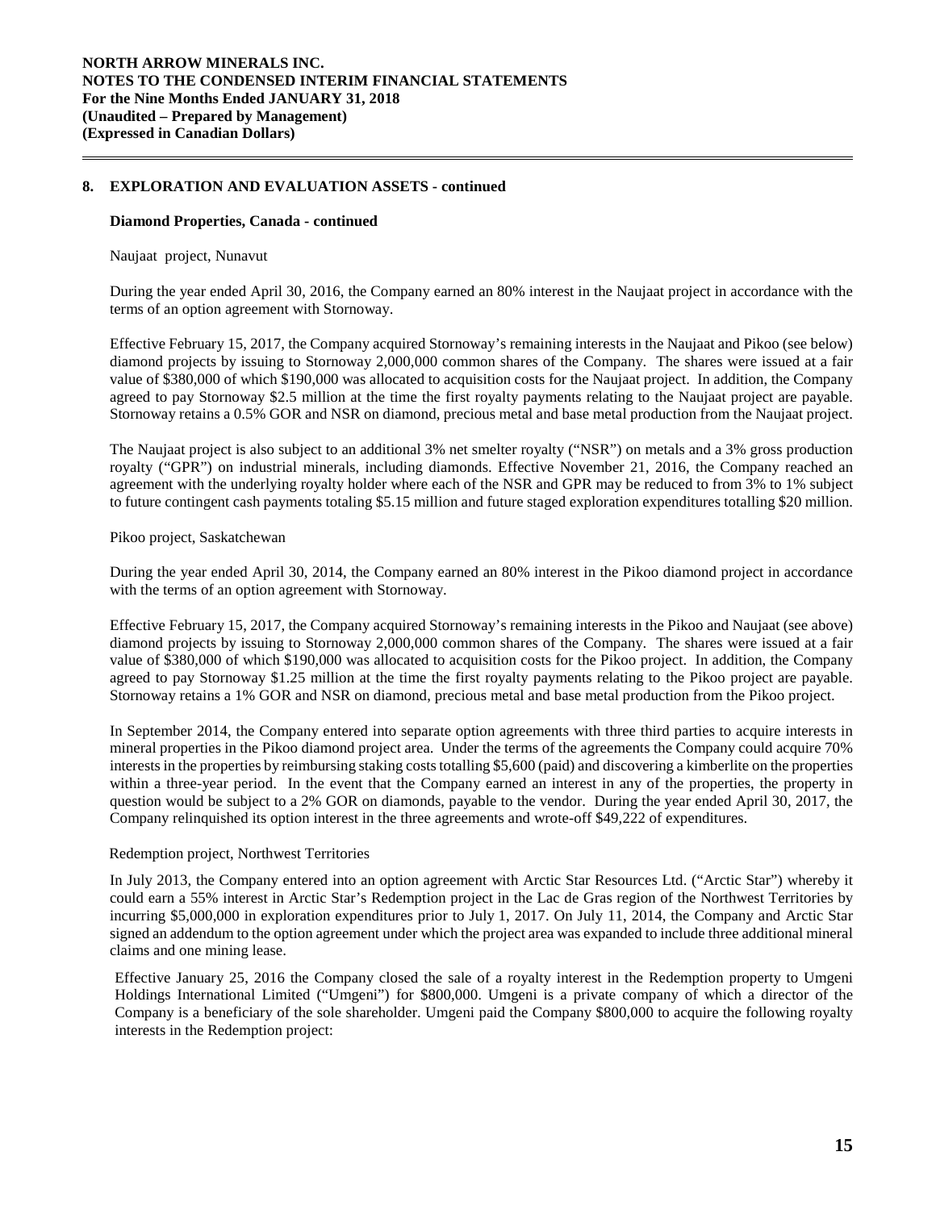## 8. EXPLORATION AND EVALUATION ASSETS - continued

### Diamond Properties, Canada - continued

Naujaat project, Nunavut

During the year ended April 30, 2016, the Company earned an 80% interest in the Naujaat project in accordance with the terms of an option agreement with Stornoway.

Effective February 15, 2017, the Company acquired Stornoway's remaining interests in the Naujaat and Pikoo (see below) diamond projects by issuing to Stornoway 2,000,000 common shares of the Company. The shares were issued at a fair value of $380,000 of which $190,000 was allocated to acquisition costs for the Naujaat project. In addition, the Company agreed to pay Stornoway $2.5 million at the time the first royalty payments relating to the Naujaat project are payable. Stornoway retains a 0.5% GOR and NSR on diamond, precious metal and base metal production from the Naujaat project.

The Naujaat project is also subject to an additional 3% net smelter royalty ("NSR") on metals and a 3% gross production royalty ("GPR") on industrial minerals, including diamonds. Effective November 21, 2016, the Company reached an agreement with the underlying royalty holder where each of the NSR and GPR may be reduced to from 3% to 1% subject to future contingent cash payments totaling $5.15 million and future staged exploration expenditures totalling $20 million.

Pikoo project, Saskatchewan

During the year ended April 30, 2014, the Company earned an 80% interest in the Pikoo diamond project in accordance with the terms of an option agreement with Stornoway.

Effective February 15, 2017, the Company acquired Stornoway's remaining interests in the Pikoo and Naujaat (see above) diamond projects by issuing to Stornoway 2,000,000 common shares of the Company. The shares were issued at a fair value of $380,000 of which $190,000 was allocated to acquisition costs for the Pikoo project. In addition, the Company agreed to pay Stornoway $1.25 million at the time the first royalty payments relating to the Pikoo project are payable. Stornoway retains a 1% GOR and NSR on diamond, precious metal and base metal production from the Pikoo project.

In September 2014, the Company entered into separate option agreements with three third parties to acquire interests in mineral properties in the Pikoo diamond project area. Under the terms of the agreements the Company could acquire 70% interests in the properties by reimbursing staking costs totalling $5,600 (paid) and discovering a kimberlite on the properties within a three-year period. In the event that the Company earned an interest in any of the properties, the property in question would be subject to a 2% GOR on diamonds, payable to the vendor. During the year ended April 30, 2017, the Company relinquished its option interest in the three agreements and wrote-off $49,222 of expenditures.

Redemption project, Northwest Territories

In July 2013, the Company entered into an option agreement with Arctic Star Resources Ltd. ("Arctic Star") whereby it could earn a 55% interest in Arctic Star's Redemption project in the Lac de Gras region of the Northwest Territories by incurring $5,000,000 in exploration expenditures prior to July 1, 2017. On July 11, 2014, the Company and Arctic Star signed an addendum to the option agreement under which the project area was expanded to include three additional mineral claims and one mining lease.

Effective January 25, 2016 the Company closed the sale of a royalty interest in the Redemption property to Umgeni Holdings International Limited ("Umgeni") for $800,000. Umgeni is a private company of which a director of the Company is a beneficiary of the sole shareholder. Umgeni paid the Company $800,000 to acquire the following royalty interests in the Redemption project: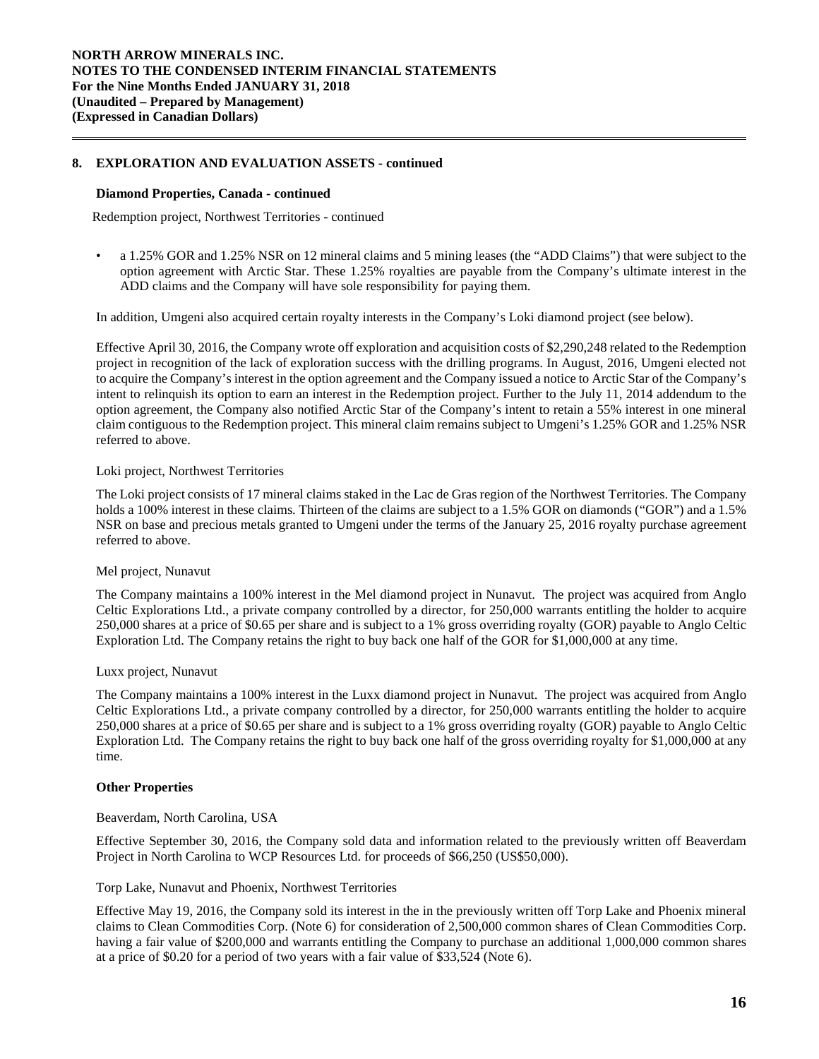## 8. EXPLORATION AND EVALUATION ASSETS - continued

### Diamond Properties, Canada - continued

Redemption project, Northwest Territories - continued

- a 1.25% GOR and 1.25% NSR on 12 mineral claims and 5 mining leases (the "ADD Claims") that were subject to the option agreement with Arctic Star. These 1.25% royalties are payable from the Company's ultimate interest in the ADD claims and the Company will have sole responsibility for paying them.

In addition, Umgeni also acquired certain royalty interests in the Company's Loki diamond project (see below).

Effective April 30, 2016, the Company wrote off exploration and acquisition costs of $2,290,248 related to the Redemption project in recognition of the lack of exploration success with the drilling programs. In August, 2016, Umgeni elected not to acquire the Company's interest in the option agreement and the Company issued a notice to Arctic Star of the Company's intent to relinquish its option to earn an interest in the Redemption project. Further to the July 11, 2014 addendum to the option agreement, the Company also notified Arctic Star of the Company's intent to retain a 55% interest in one mineral claim contiguous to the Redemption project. This mineral claim remains subject to Umgeni's 1.25% GOR and 1.25% NSR referred to above.

Loki project, Northwest Territories

The Loki project consists of 17 mineral claims staked in the Lac de Gras region of the Northwest Territories. The Company holds a 100% interest in these claims. Thirteen of the claims are subject to a 1.5% GOR on diamonds ("GOR") and a 1.5% NSR on base and precious metals granted to Umgeni under the terms of the January 25, 2016 royalty purchase agreement referred to above.

Mel project, Nunavut

The Company maintains a 100% interest in the Mel diamond project in Nunavut. The project was acquired from Anglo Celtic Explorations Ltd., a private company controlled by a director, for 250,000 warrants entitling the holder to acquire 250,000 shares at a price of $0.65 per share and is subject to a 1% gross overriding royalty (GOR) payable to Anglo Celtic Exploration Ltd. The Company retains the right to buy back one half of the GOR for $1,000,000 at any time.

Luxx project, Nunavut

The Company maintains a 100% interest in the Luxx diamond project in Nunavut. The project was acquired from Anglo Celtic Explorations Ltd., a private company controlled by a director, for 250,000 warrants entitling the holder to acquire 250,000 shares at a price of $0.65 per share and is subject to a 1% gross overriding royalty (GOR) payable to Anglo Celtic Exploration Ltd. The Company retains the right to buy back one half of the gross overriding royalty for $1,000,000 at any time.

### Other Properties

Beaverdam, North Carolina, USA

Effective September 30, 2016, the Company sold data and information related to the previously written off Beaverdam Project in North Carolina to WCP Resources Ltd. for proceeds of $66,250 (US$50,000).

Torp Lake, Nunavut and Phoenix, Northwest Territories

Effective May 19, 2016, the Company sold its interest in the in the previously written off Torp Lake and Phoenix mineral claims to Clean Commodities Corp. (Note 6) for consideration of 2,500,000 common shares of Clean Commodities Corp. having a fair value of $200,000 and warrants entitling the Company to purchase an additional 1,000,000 common shares at a price of $0.20 for a period of two years with a fair value of $33,524 (Note 6).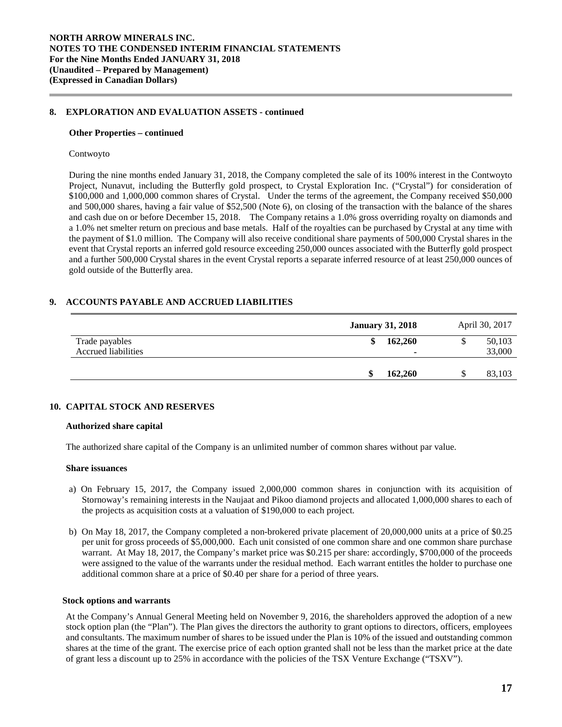## 8. EXPLORATION AND EVALUATION ASSETS - continued

### Other Properties – continued

Contwoyto

During the nine months ended January 31, 2018, the Company completed the sale of its 100% interest in the Contwoyto Project, Nunavut, including the Butterfly gold prospect, to Crystal Exploration Inc. ("Crystal") for consideration of \$100,000 and 1,000,000 common shares of Crystal. Under the terms of the agreement, the Company received \$50,000 and 500,000 shares, having a fair value of \$52,500 (Note 6), on closing of the transaction with the balance of the shares and cash due on or before December 15, 2018. The Company retains a 1.0% gross overriding royalty on diamonds and a 1.0% net smelter return on precious and base metals. Half of the royalties can be purchased by Crystal at any time with the payment of \$1.0 million. The Company will also receive conditional share payments of 500,000 Crystal shares in the event that Crystal reports an inferred gold resource exceeding 250,000 ounces associated with the Butterfly gold prospect and a further 500,000 Crystal shares in the event Crystal reports a separate inferred resource of at least 250,000 ounces of gold outside of the Butterfly area.

## 9. ACCOUNTS PAYABLE AND ACCRUED LIABILITIES

| | **January 31, 2018** | April 30, 2017 |
|---|---|---|
| Trade payables | **\$ 162,260** | \$ 50,103 |
| Accrued liabilities | **-** | 33,000 |
| | **\$ 162,260** | \$ 83,103 |

## 10. CAPITAL STOCK AND RESERVES

### Authorized share capital

The authorized share capital of the Company is an unlimited number of common shares without par value.

### Share issuances

a) On February 15, 2017, the Company issued 2,000,000 common shares in conjunction with its acquisition of Stornoway's remaining interests in the Naujaat and Pikoo diamond projects and allocated 1,000,000 shares to each of the projects as acquisition costs at a valuation of \$190,000 to each project.

b) On May 18, 2017, the Company completed a non-brokered private placement of 20,000,000 units at a price of \$0.25 per unit for gross proceeds of \$5,000,000. Each unit consisted of one common share and one common share purchase warrant. At May 18, 2017, the Company's market price was \$0.215 per share: accordingly, \$700,000 of the proceeds were assigned to the value of the warrants under the residual method. Each warrant entitles the holder to purchase one additional common share at a price of \$0.40 per share for a period of three years.

### Stock options and warrants

At the Company's Annual General Meeting held on November 9, 2016, the shareholders approved the adoption of a new stock option plan (the "Plan"). The Plan gives the directors the authority to grant options to directors, officers, employees and consultants. The maximum number of shares to be issued under the Plan is 10% of the issued and outstanding common shares at the time of the grant. The exercise price of each option granted shall not be less than the market price at the date of grant less a discount up to 25% in accordance with the policies of the TSX Venture Exchange ("TSXV").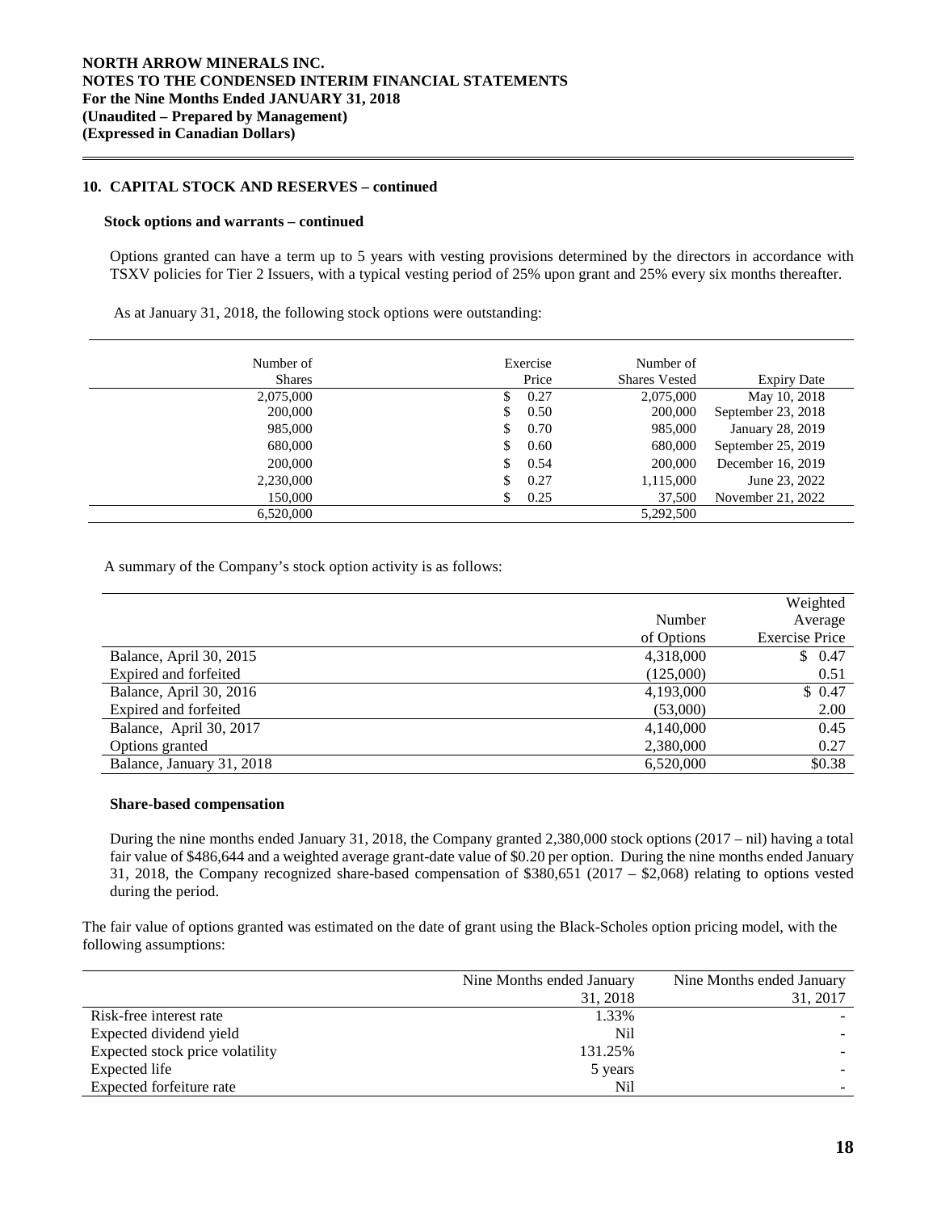## 10. CAPITAL STOCK AND RESERVES – continued

### Stock options and warrants – continued

Options granted can have a term up to 5 years with vesting provisions determined by the directors in accordance with TSXV policies for Tier 2 Issuers, with a typical vesting period of 25% upon grant and 25% every six months thereafter.

As at January 31, 2018, the following stock options were outstanding:

| Number of Shares | Exercise Price | Number of Shares Vested | Expiry Date |
|---:|---:|---:|---:|
| 2,075,000 | $ 0.27 | 2,075,000 | May 10, 2018 |
| 200,000 | $ 0.50 | 200,000 | September 23, 2018 |
| 985,000 | $ 0.70 | 985,000 | January 28, 2019 |
| 680,000 | $ 0.60 | 680,000 | September 25, 2019 |
| 200,000 | $ 0.54 | 200,000 | December 16, 2019 |
| 2,230,000 | $ 0.27 | 1,115,000 | June 23, 2022 |
| 150,000 | $ 0.25 | 37,500 | November 21, 2022 |
| 6,520,000 | | 5,292,500 | |

A summary of the Company's stock option activity is as follows:

| | Number of Options | Weighted Average Exercise Price |
|---|---:|---:|
| Balance, April 30, 2015 | 4,318,000 | $ 0.47 |
| Expired and forfeited | (125,000) | 0.51 |
| Balance, April 30, 2016 | 4,193,000 | $ 0.47 |
| Expired and forfeited | (53,000) | 2.00 |
| Balance, April 30, 2017 | 4,140,000 | 0.45 |
| Options granted | 2,380,000 | 0.27 |
| Balance, January 31, 2018 | 6,520,000 | $0.38 |

### Share-based compensation

During the nine months ended January 31, 2018, the Company granted 2,380,000 stock options (2017 – nil) having a total fair value of $486,644 and a weighted average grant-date value of $0.20 per option. During the nine months ended January 31, 2018, the Company recognized share-based compensation of $380,651 (2017 – $2,068) relating to options vested during the period.

The fair value of options granted was estimated on the date of grant using the Black-Scholes option pricing model, with the following assumptions:

| | Nine Months ended January 31, 2018 | Nine Months ended January 31, 2017 |
|---|---:|---:|
| Risk-free interest rate | 1.33% | - |
| Expected dividend yield | Nil | - |
| Expected stock price volatility | 131.25% | - |
| Expected life | 5 years | - |
| Expected forfeiture rate | Nil | - |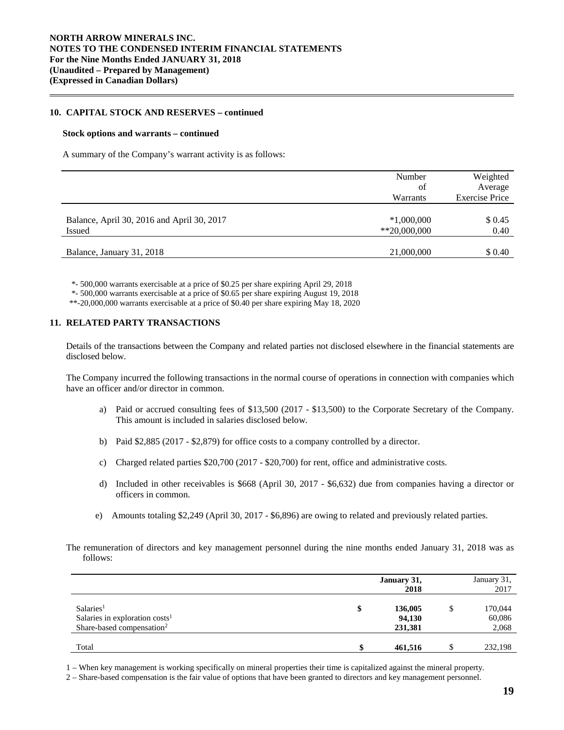## 10. CAPITAL STOCK AND RESERVES – continued

### Stock options and warrants – continued

A summary of the Company's warrant activity is as follows:

| | Number of Warrants | Weighted Average Exercise Price |
|---|---|---|
| Balance, April 30, 2016 and April 30, 2017 | *1,000,000 | $ 0.45 |
| Issued | **20,000,000 | 0.40 |
| Balance, January 31, 2018 | 21,000,000 | $ 0.40 |

*- 500,000 warrants exercisable at a price of $0.25 per share expiring April 29, 2018
*- 500,000 warrants exercisable at a price of $0.65 per share expiring August 19, 2018
**-20,000,000 warrants exercisable at a price of $0.40 per share expiring May 18, 2020

## 11. RELATED PARTY TRANSACTIONS

Details of the transactions between the Company and related parties not disclosed elsewhere in the financial statements are disclosed below.

The Company incurred the following transactions in the normal course of operations in connection with companies which have an officer and/or director in common.

a) Paid or accrued consulting fees of $13,500 (2017 - $13,500) to the Corporate Secretary of the Company. This amount is included in salaries disclosed below.

b) Paid $2,885 (2017 - $2,879) for office costs to a company controlled by a director.

c) Charged related parties $20,700 (2017 - $20,700) for rent, office and administrative costs.

d) Included in other receivables is $668 (April 30, 2017 - $6,632) due from companies having a director or officers in common.

e) Amounts totaling $2,249 (April 30, 2017 - $6,896) are owing to related and previously related parties.

The remuneration of directors and key management personnel during the nine months ended January 31, 2018 was as follows:

| | **January 31, 2018** | January 31, 2017 |
|---|---|---|
| Salaries[1] | **$ 136,005** | $ 170,044 |
| Salaries in exploration costs[1] | **94,130** | 60,086 |
| Share-based compensation[2] | **231,381** | 2,068 |
| Total | **$ 461,516** | $ 232,198 |

1 – When key management is working specifically on mineral properties their time is capitalized against the mineral property.
2 – Share-based compensation is the fair value of options that have been granted to directors and key management personnel.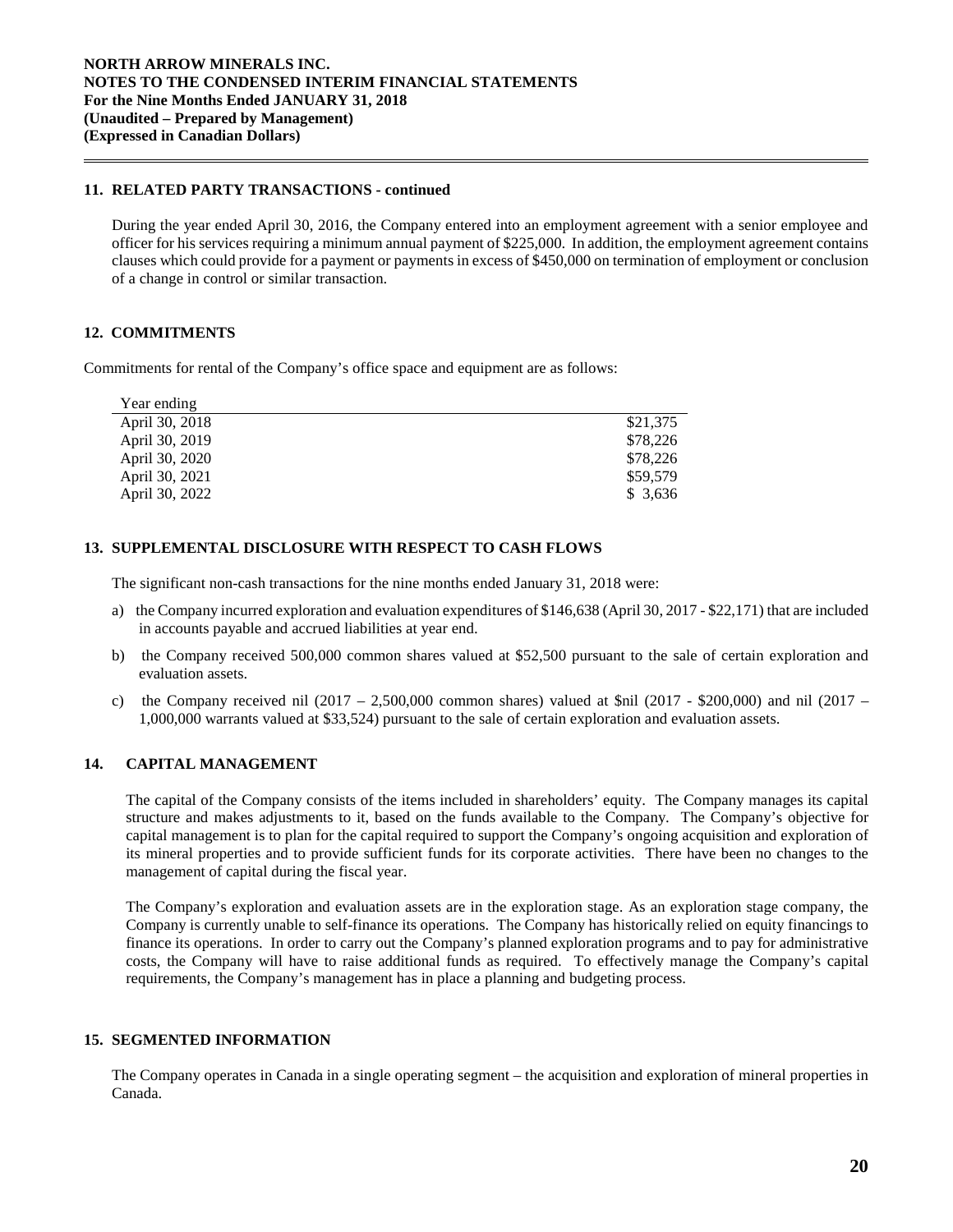## 11. RELATED PARTY TRANSACTIONS - continued

During the year ended April 30, 2016, the Company entered into an employment agreement with a senior employee and officer for his services requiring a minimum annual payment of $225,000. In addition, the employment agreement contains clauses which could provide for a payment or payments in excess of $450,000 on termination of employment or conclusion of a change in control or similar transaction.

## 12. COMMITMENTS

Commitments for rental of the Company's office space and equipment are as follows:

| Year ending | |
|---|---|
| April 30, 2018 | $21,375 |
| April 30, 2019 | $78,226 |
| April 30, 2020 | $78,226 |
| April 30, 2021 | $59,579 |
| April 30, 2022 | $ 3,636 |

## 13. SUPPLEMENTAL DISCLOSURE WITH RESPECT TO CASH FLOWS

The significant non-cash transactions for the nine months ended January 31, 2018 were:

a) the Company incurred exploration and evaluation expenditures of $146,638 (April 30, 2017 - $22,171) that are included in accounts payable and accrued liabilities at year end.

b) the Company received 500,000 common shares valued at $52,500 pursuant to the sale of certain exploration and evaluation assets.

c) the Company received nil (2017 – 2,500,000 common shares) valued at $nil (2017 - $200,000) and nil (2017 – 1,000,000 warrants valued at $33,524) pursuant to the sale of certain exploration and evaluation assets.

## 14. CAPITAL MANAGEMENT

The capital of the Company consists of the items included in shareholders' equity. The Company manages its capital structure and makes adjustments to it, based on the funds available to the Company. The Company's objective for capital management is to plan for the capital required to support the Company's ongoing acquisition and exploration of its mineral properties and to provide sufficient funds for its corporate activities. There have been no changes to the management of capital during the fiscal year.

The Company's exploration and evaluation assets are in the exploration stage. As an exploration stage company, the Company is currently unable to self-finance its operations. The Company has historically relied on equity financings to finance its operations. In order to carry out the Company's planned exploration programs and to pay for administrative costs, the Company will have to raise additional funds as required. To effectively manage the Company's capital requirements, the Company's management has in place a planning and budgeting process.

## 15. SEGMENTED INFORMATION

The Company operates in Canada in a single operating segment – the acquisition and exploration of mineral properties in Canada.